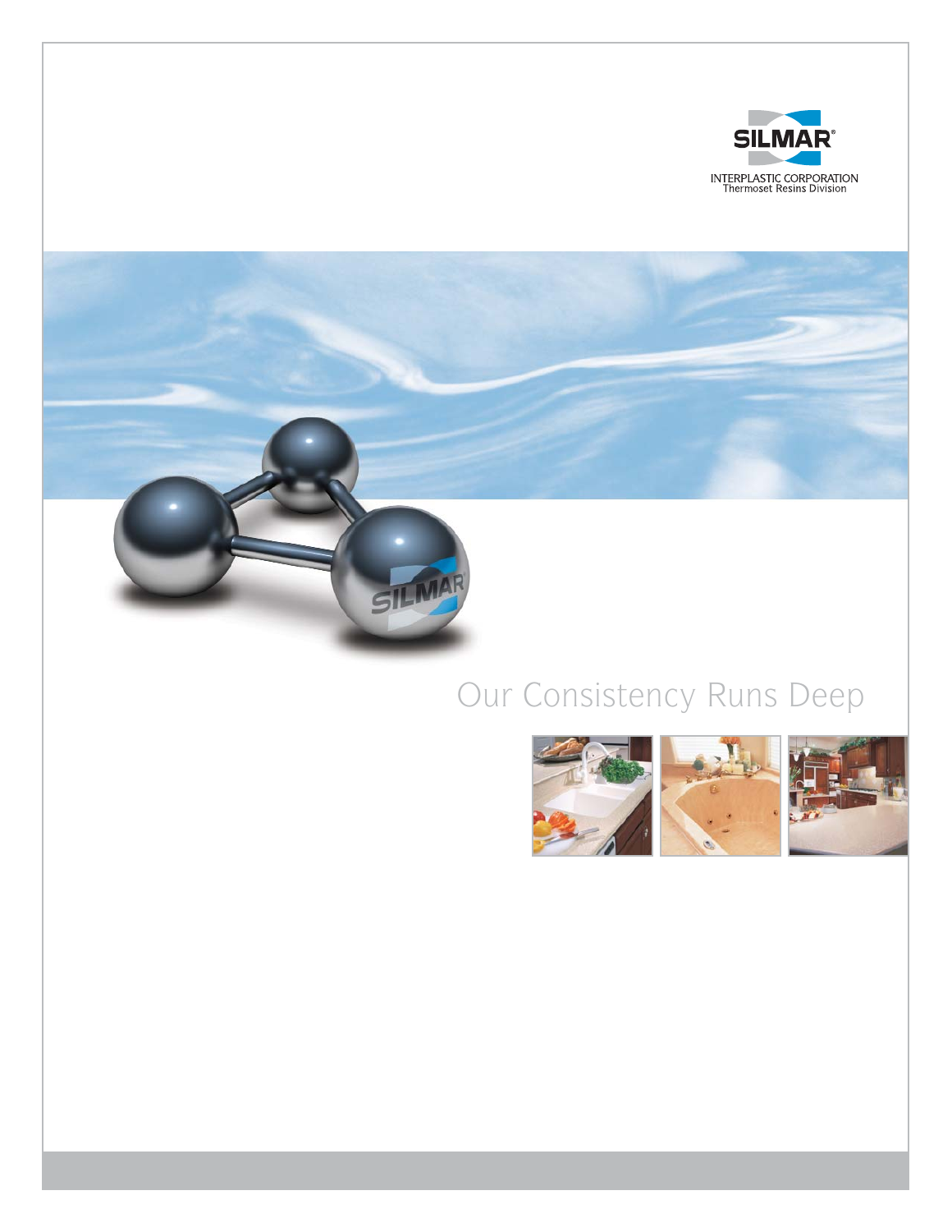SILMAR®

INTERPLASTIC CORPORATION
Thermoset Resins Division

# Our Consistency Runs Deep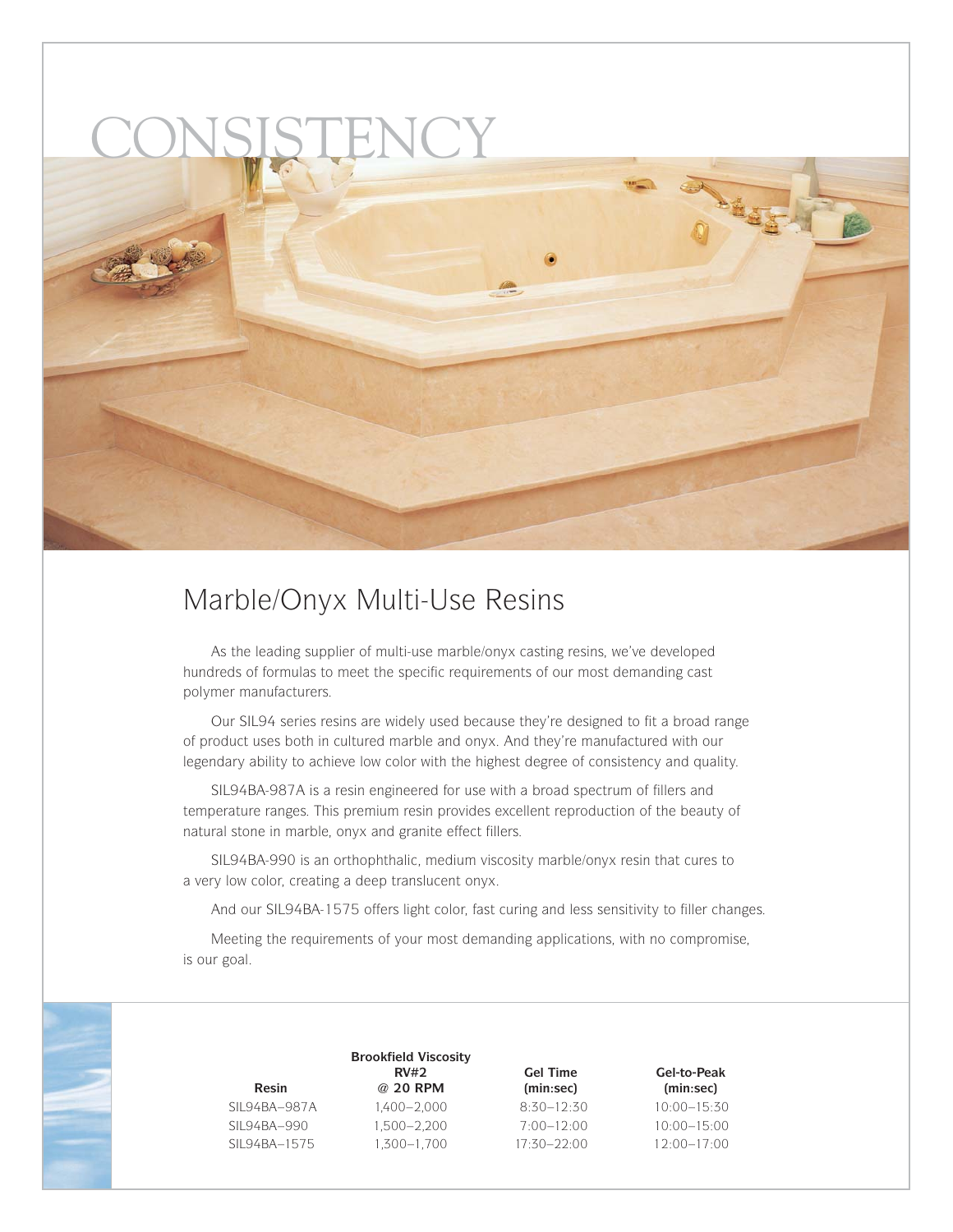# CONSISTENCY

## Marble/Onyx Multi-Use Resins

As the leading supplier of multi-use marble/onyx casting resins, we've developed hundreds of formulas to meet the specific requirements of our most demanding cast polymer manufacturers.

Our SIL94 series resins are widely used because they're designed to fit a broad range of product uses both in cultured marble and onyx. And they're manufactured with our legendary ability to achieve low color with the highest degree of consistency and quality.

SIL94BA-987A is a resin engineered for use with a broad spectrum of fillers and temperature ranges. This premium resin provides excellent reproduction of the beauty of natural stone in marble, onyx and granite effect fillers.

SIL94BA-990 is an orthophthalic, medium viscosity marble/onyx resin that cures to a very low color, creating a deep translucent onyx.

And our SIL94BA-1575 offers light color, fast curing and less sensitivity to filler changes.

Meeting the requirements of your most demanding applications, with no compromise, is our goal.

| Resin | Brookfield Viscosity RV#2 @ 20 RPM | Gel Time (min:sec) | Gel-to-Peak (min:sec) |
|---|---|---|---|
| SIL94BA–987A | 1,400–2,000 | 8:30–12:30 | 10:00–15:30 |
| SIL94BA–990 | 1,500–2,200 | 7:00–12:00 | 10:00–15:00 |
| SIL94BA–1575 | 1,300–1,700 | 17:30–22:00 | 12:00–17:00 |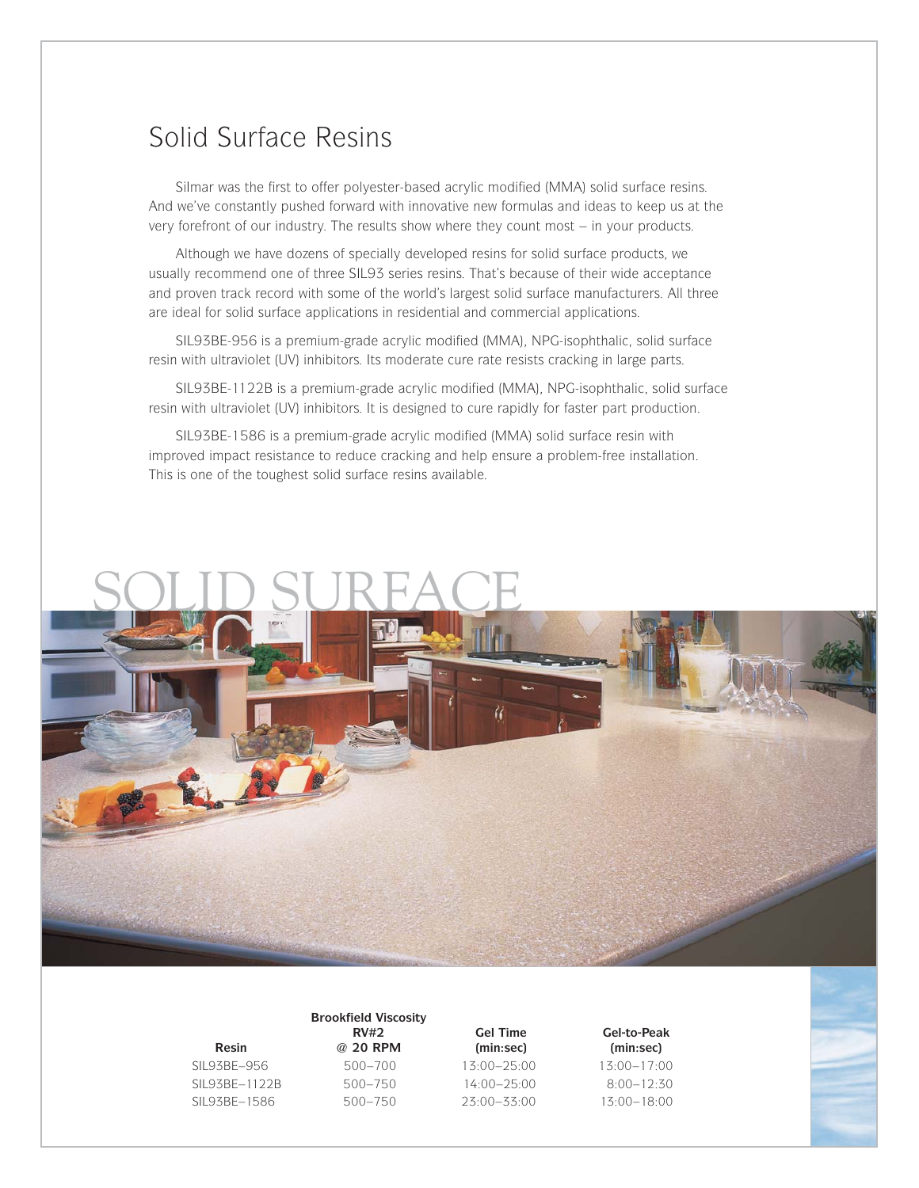# Solid Surface Resins

Silmar was the first to offer polyester-based acrylic modified (MMA) solid surface resins. And we've constantly pushed forward with innovative new formulas and ideas to keep us at the very forefront of our industry. The results show where they count most – in your products.

Although we have dozens of specially developed resins for solid surface products, we usually recommend one of three SIL93 series resins. That's because of their wide acceptance and proven track record with some of the world's largest solid surface manufacturers. All three are ideal for solid surface applications in residential and commercial applications.

SIL93BE-956 is a premium-grade acrylic modified (MMA), NPG-isophthalic, solid surface resin with ultraviolet (UV) inhibitors. Its moderate cure rate resists cracking in large parts.

SIL93BE-1122B is a premium-grade acrylic modified (MMA), NPG-isophthalic, solid surface resin with ultraviolet (UV) inhibitors. It is designed to cure rapidly for faster part production.

SIL93BE-1586 is a premium-grade acrylic modified (MMA) solid surface resin with improved impact resistance to reduce cracking and help ensure a problem-free installation. This is one of the toughest solid surface resins available.

SOLID SURFACE

| Resin | Brookfield Viscosity RV#2 @ 20 RPM | Gel Time (min:sec) | Gel-to-Peak (min:sec) |
|---|---|---|---|
| SIL93BE–956 | 500–700 | 13:00–25:00 | 13:00–17:00 |
| SIL93BE–1122B | 500–750 | 14:00–25:00 | 8:00–12:30 |
| SIL93BE–1586 | 500–750 | 23:00–33:00 | 13:00–18:00 |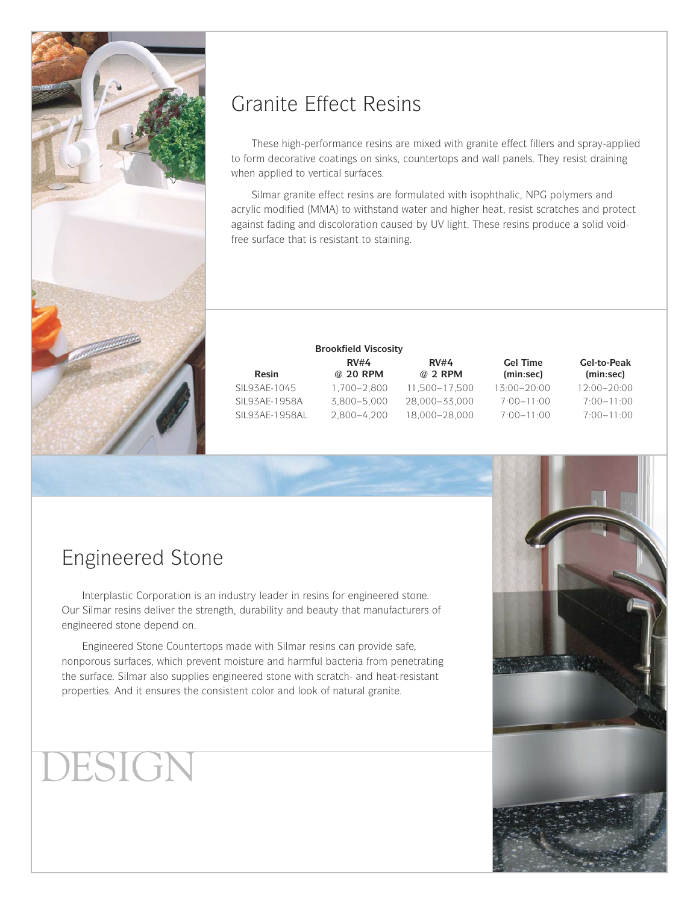## Granite Effect Resins

These high-performance resins are mixed with granite effect fillers and spray-applied to form decorative coatings on sinks, countertops and wall panels. They resist draining when applied to vertical surfaces.

Silmar granite effect resins are formulated with isophthalic, NPG polymers and acrylic modified (MMA) to withstand water and higher heat, resist scratches and protect against fading and discoloration caused by UV light. These resins produce a solid void-free surface that is resistant to staining.

| | Brookfield Viscosity | | | |
|---|---|---|---|---|
| Resin | RV#4 @ 20 RPM | RV#4 @ 2 RPM | Gel Time (min:sec) | Gel-to-Peak (min:sec) |
| SIL93AE-1045 | 1,700–2,800 | 11,500–17,500 | 13:00–20:00 | 12:00–20:00 |
| SIL93AE-1958A | 3,800–5,000 | 28,000–33,000 | 7:00–11:00 | 7:00–11:00 |
| SIL93AE-1958AL | 2,800–4,200 | 18,000–28,000 | 7:00–11:00 | 7:00–11:00 |

## Engineered Stone

Interplastic Corporation is an industry leader in resins for engineered stone. Our Silmar resins deliver the strength, durability and beauty that manufacturers of engineered stone depend on.

Engineered Stone Countertops made with Silmar resins can provide safe, nonporous surfaces, which prevent moisture and harmful bacteria from penetrating the surface. Silmar also supplies engineered stone with scratch- and heat-resistant properties. And it ensures the consistent color and look of natural granite.

DESIGN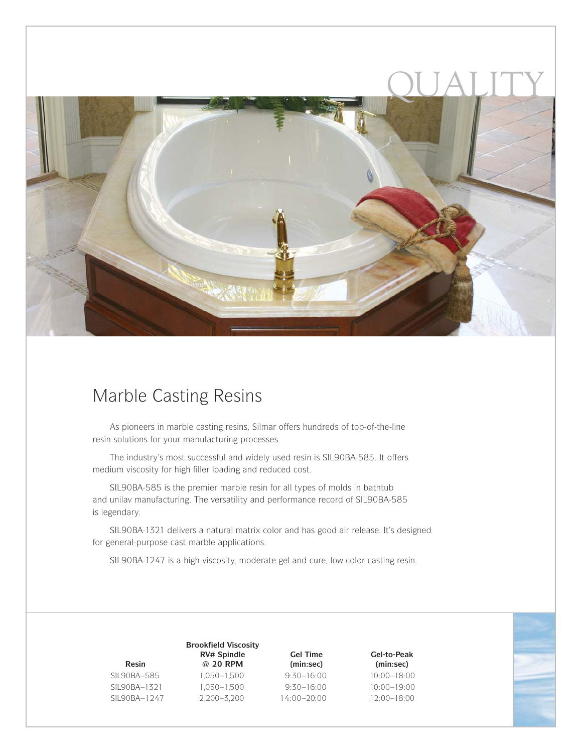QUALITY

## Marble Casting Resins

As pioneers in marble casting resins, Silmar offers hundreds of top-of-the-line resin solutions for your manufacturing processes.

The industry's most successful and widely used resin is SIL90BA-585. It offers medium viscosity for high filler loading and reduced cost.

SIL90BA-585 is the premier marble resin for all types of molds in bathtub and unilav manufacturing. The versatility and performance record of SIL90BA-585 is legendary.

SIL90BA-1321 delivers a natural matrix color and has good air release. It's designed for general-purpose cast marble applications.

SIL90BA-1247 is a high-viscosity, moderate gel and cure, low color casting resin.

| Resin | Brookfield Viscosity RV# Spindle @ 20 RPM | Gel Time (min:sec) | Gel-to-Peak (min:sec) |
|---|---|---|---|
| SIL90BA–585 | 1,050–1,500 | 9:30–16:00 | 10:00–18:00 |
| SIL90BA–1321 | 1,050–1,500 | 9:30–16:00 | 10:00–19:00 |
| SIL90BA–1247 | 2,200–3,200 | 14:00–20:00 | 12:00–18:00 |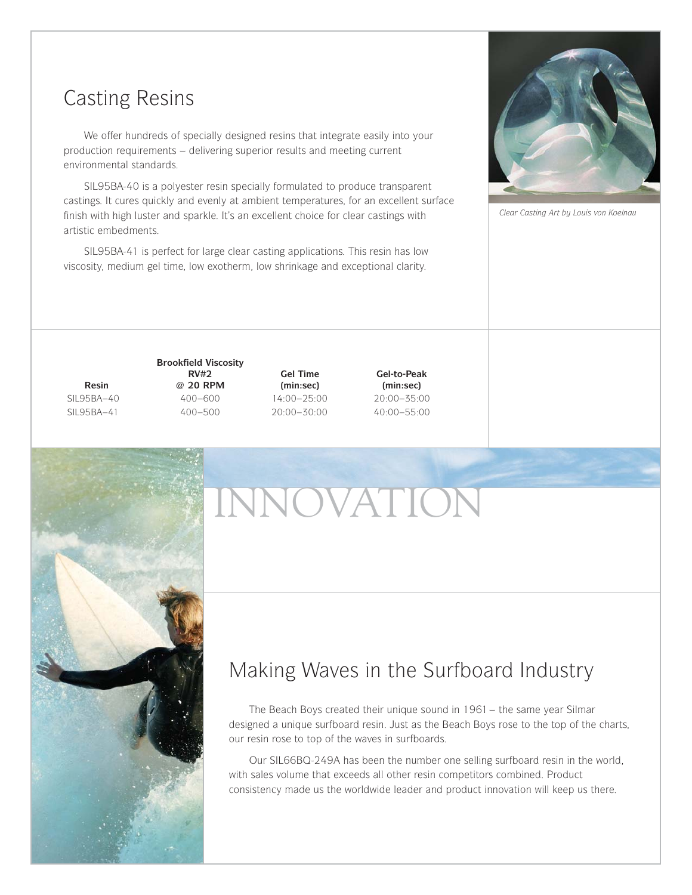## Casting Resins

We offer hundreds of specially designed resins that integrate easily into your production requirements – delivering superior results and meeting current environmental standards.

SIL95BA-40 is a polyester resin specially formulated to produce transparent castings. It cures quickly and evenly at ambient temperatures, for an excellent surface finish with high luster and sparkle. It's an excellent choice for clear castings with artistic embedments.

SIL95BA-41 is perfect for large clear casting applications. This resin has low viscosity, medium gel time, low exotherm, low shrinkage and exceptional clarity.

*Clear Casting Art by Louis von Koelnau*

| Resin | Brookfield Viscosity RV#2 @ 20 RPM | Gel Time (min:sec) | Gel-to-Peak (min:sec) |
|---|---|---|---|
| SIL95BA–40 | 400–600 | 14:00–25:00 | 20:00–35:00 |
| SIL95BA–41 | 400–500 | 20:00–30:00 | 40:00–55:00 |

# INNOVATION

## Making Waves in the Surfboard Industry

The Beach Boys created their unique sound in 1961 – the same year Silmar designed a unique surfboard resin. Just as the Beach Boys rose to the top of the charts, our resin rose to top of the waves in surfboards.

Our SIL66BQ-249A has been the number one selling surfboard resin in the world, with sales volume that exceeds all other resin competitors combined. Product consistency made us the worldwide leader and product innovation will keep us there.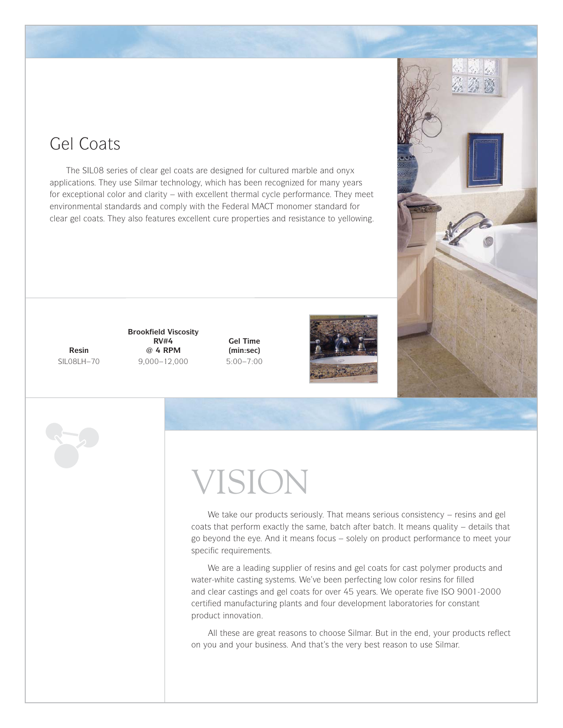## Gel Coats

The SIL08 series of clear gel coats are designed for cultured marble and onyx applications. They use Silmar technology, which has been recognized for many years for exceptional color and clarity – with excellent thermal cycle performance. They meet environmental standards and comply with the Federal MACT monomer standard for clear gel coats. They also features excellent cure properties and resistance to yellowing.

| Resin | Brookfield Viscosity RV#4 @ 4 RPM | Gel Time (min:sec) |
|---|---|---|
| SIL08LH–70 | 9,000–12,000 | 5:00–7:00 |

# VISION

We take our products seriously. That means serious consistency – resins and gel coats that perform exactly the same, batch after batch. It means quality – details that go beyond the eye. And it means focus – solely on product performance to meet your specific requirements.

We are a leading supplier of resins and gel coats for cast polymer products and water-white casting systems. We've been perfecting low color resins for filled and clear castings and gel coats for over 45 years. We operate five ISO 9001-2000 certified manufacturing plants and four development laboratories for constant product innovation.

All these are great reasons to choose Silmar. But in the end, your products reflect on you and your business. And that's the very best reason to use Silmar.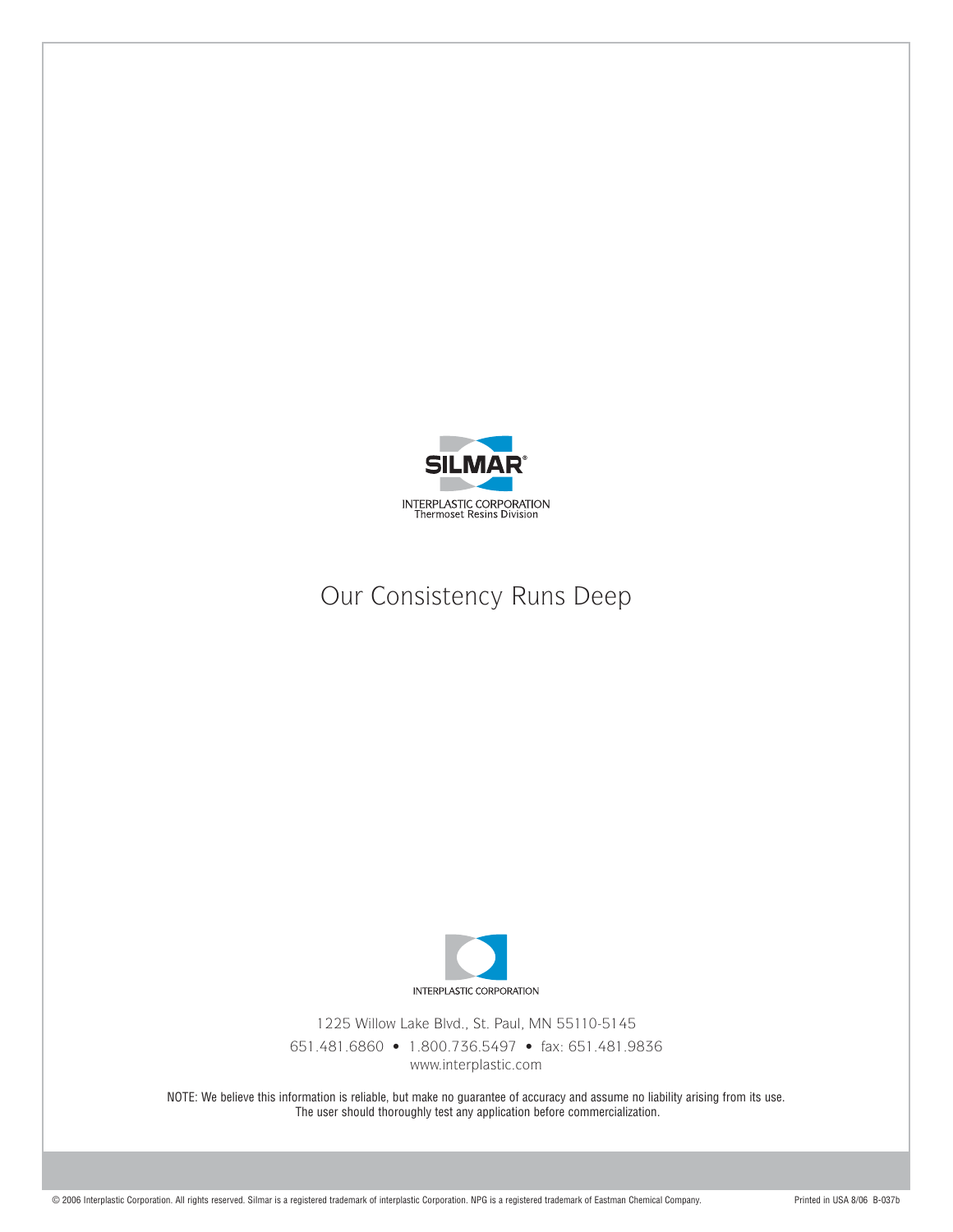SILMAR®

INTERPLASTIC CORPORATION
Thermoset Resins Division

Our Consistency Runs Deep

INTERPLASTIC CORPORATION

1225 Willow Lake Blvd., St. Paul, MN 55110-5145

651.481.6860 • 1.800.736.5497 • fax: 651.481.9836

www.interplastic.com

NOTE: We believe this information is reliable, but make no guarantee of accuracy and assume no liability arising from its use. The user should thoroughly test any application before commercialization.

© 2006 Interplastic Corporation. All rights reserved. Silmar is a registered trademark of interplastic Corporation. NPG is a registered trademark of Eastman Chemical Company.

Printed in USA 8/06 B-037b